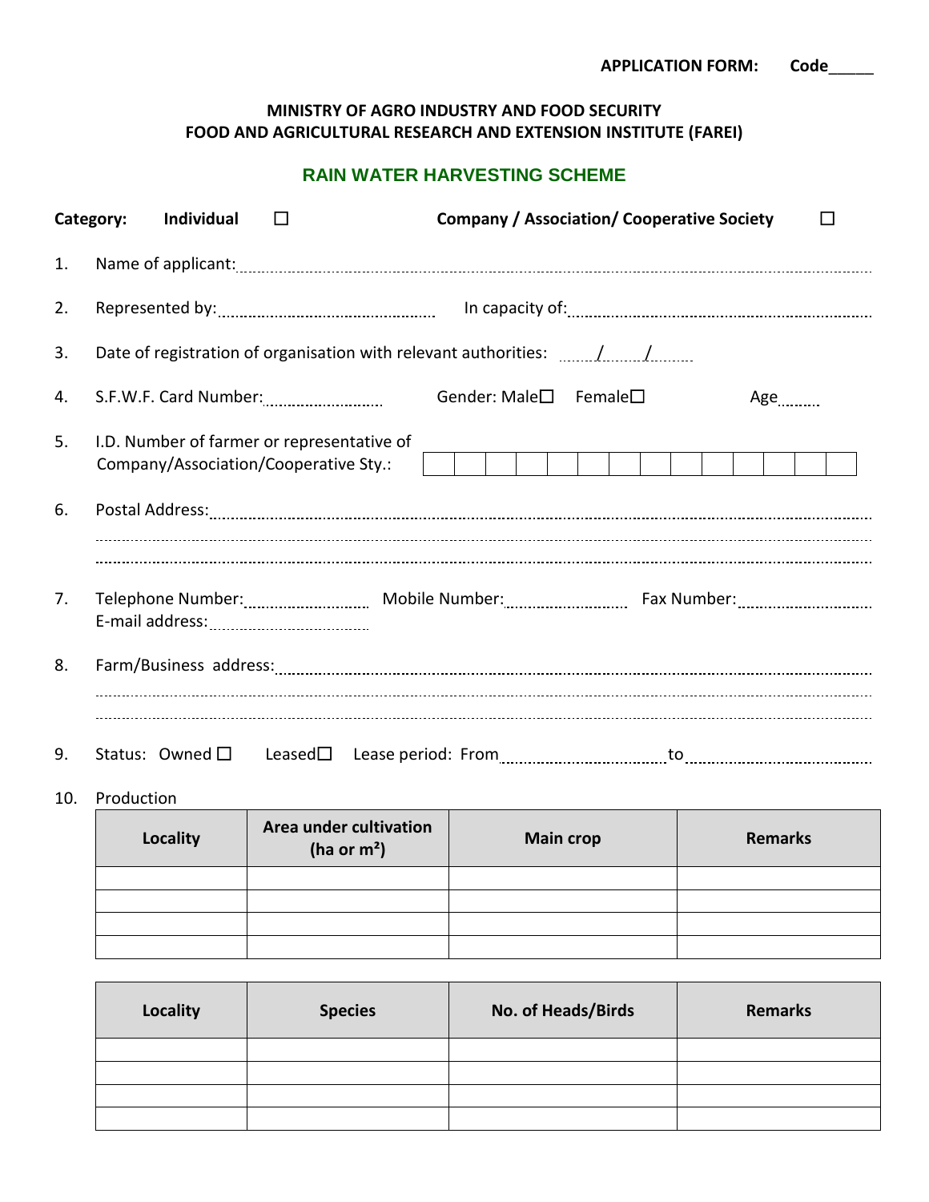**APPLICATION FORM: Code_____**

**MINISTRY OF AGRO INDUSTRY AND FOOD SECURITY**
**FOOD AND AGRICULTURAL RESEARCH AND EXTENSION INSTITUTE (FAREI)**

## RAIN WATER HARVESTING SCHEME

**Category:** **Individual** ☐ **Company / Association/ Cooperative Society** ☐

1. Name of applicant:........................................................................................................

2. Represented by:.................................................. In capacity of:..........................................................

3. Date of registration of organisation with relevant authorities: ....../....../......

4. S.F.W.F. Card Number:.......................... Gender: Male☐ Female☐ Age........

5. I.D. Number of farmer or representative of Company/Association/Cooperative Sty.: | | | | | | | | | | | | | | |

6. Postal Address:........................................................................................................
...................................................................................................................................
...................................................................................................................................

7. Telephone Number:.......................... Mobile Number:.......................... Fax Number:..........................
E-mail address:..........................

8. Farm/Business address:........................................................................................................
...................................................................................................................................
...................................................................................................................................

9. Status: Owned ☐ Leased☐ Lease period: From.................................... to..........................................

10. Production

| Locality | Area under cultivation (ha or m²) | Main crop | Remarks |
|---|---|---|---|
| | | | |
| | | | |
| | | | |
| | | | |

| Locality | Species | No. of Heads/Birds | Remarks |
|---|---|---|---|
| | | | |
| | | | |
| | | | |
| | | | |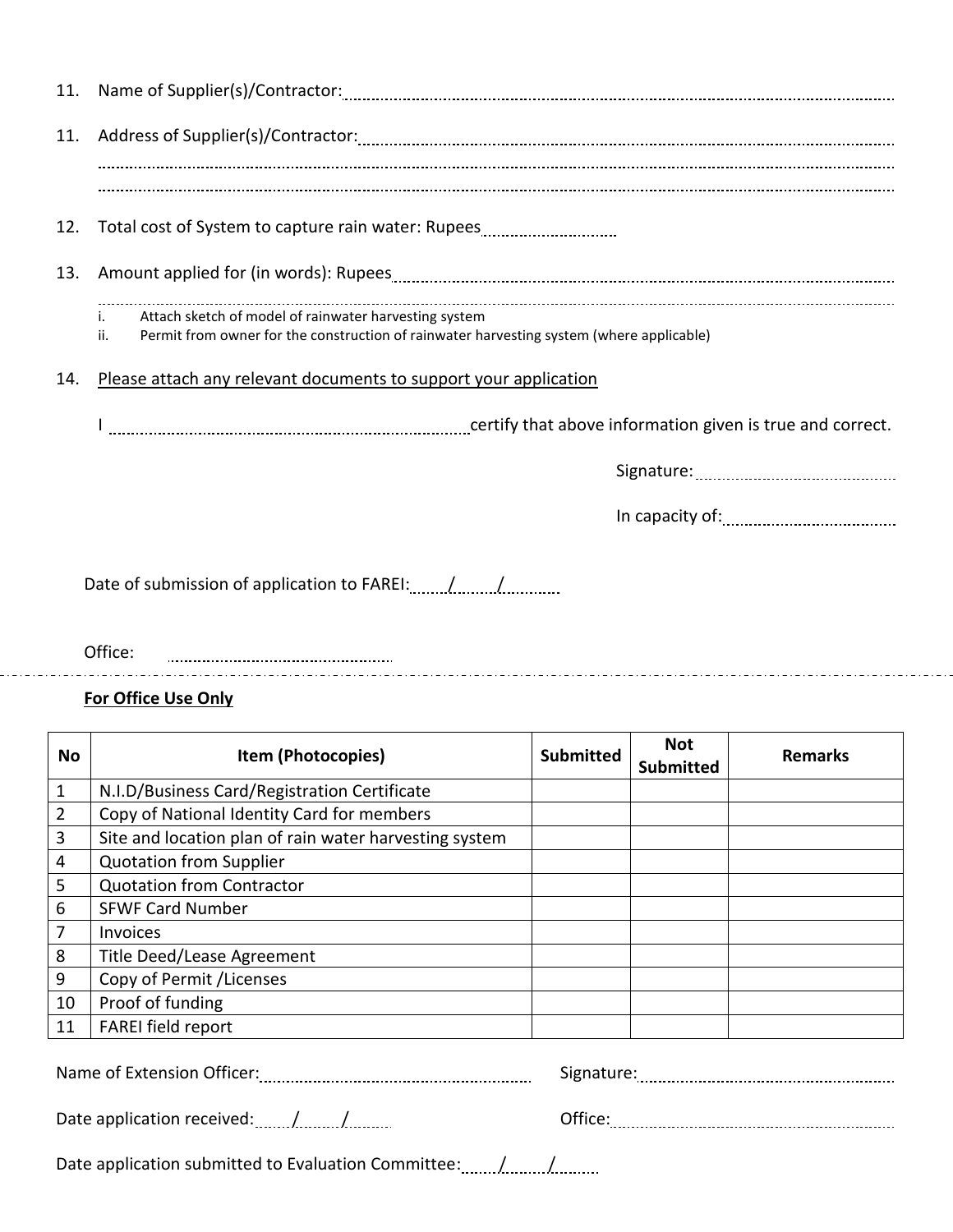11. Name of Supplier(s)/Contractor: ..............................................................................................................................

11. Address of Supplier(s)/Contractor: ..............................................................................................................................
..............................................................................................................................
..............................................................................................................................

12. Total cost of System to capture rain water: Rupees ..............................

13. Amount applied for (in words): Rupees ..............................................................................................................................
..............................................................................................................................

    i. Attach sketch of model of rainwater harvesting system
    ii. Permit from owner for the construction of rainwater harvesting system (where applicable)

14. Please attach any relevant documents to support your application

I ................................................................................ certify that above information given is true and correct.

Signature: ..............................................

In capacity of: ......................................

Date of submission of application to FAREI: ....../....../..........

Office: ....................................................

---

**For Office Use Only**

| No | Item (Photocopies) | Submitted | Not Submitted | Remarks |
|---|---|---|---|---|
| 1 | N.I.D/Business Card/Registration Certificate | | | |
| 2 | Copy of National Identity Card for members | | | |
| 3 | Site and location plan of rain water harvesting system | | | |
| 4 | Quotation from Supplier | | | |
| 5 | Quotation from Contractor | | | |
| 6 | SFWF Card Number | | | |
| 7 | Invoices | | | |
| 8 | Title Deed/Lease Agreement | | | |
| 9 | Copy of Permit /Licenses | | | |
| 10 | Proof of funding | | | |
| 11 | FAREI field report | | | |

Name of Extension Officer: ..............................................................     Signature: ..............................................................

Date application received: ....../....../..........     Office: ..............................................................

Date application submitted to Evaluation Committee: ....../....../..........